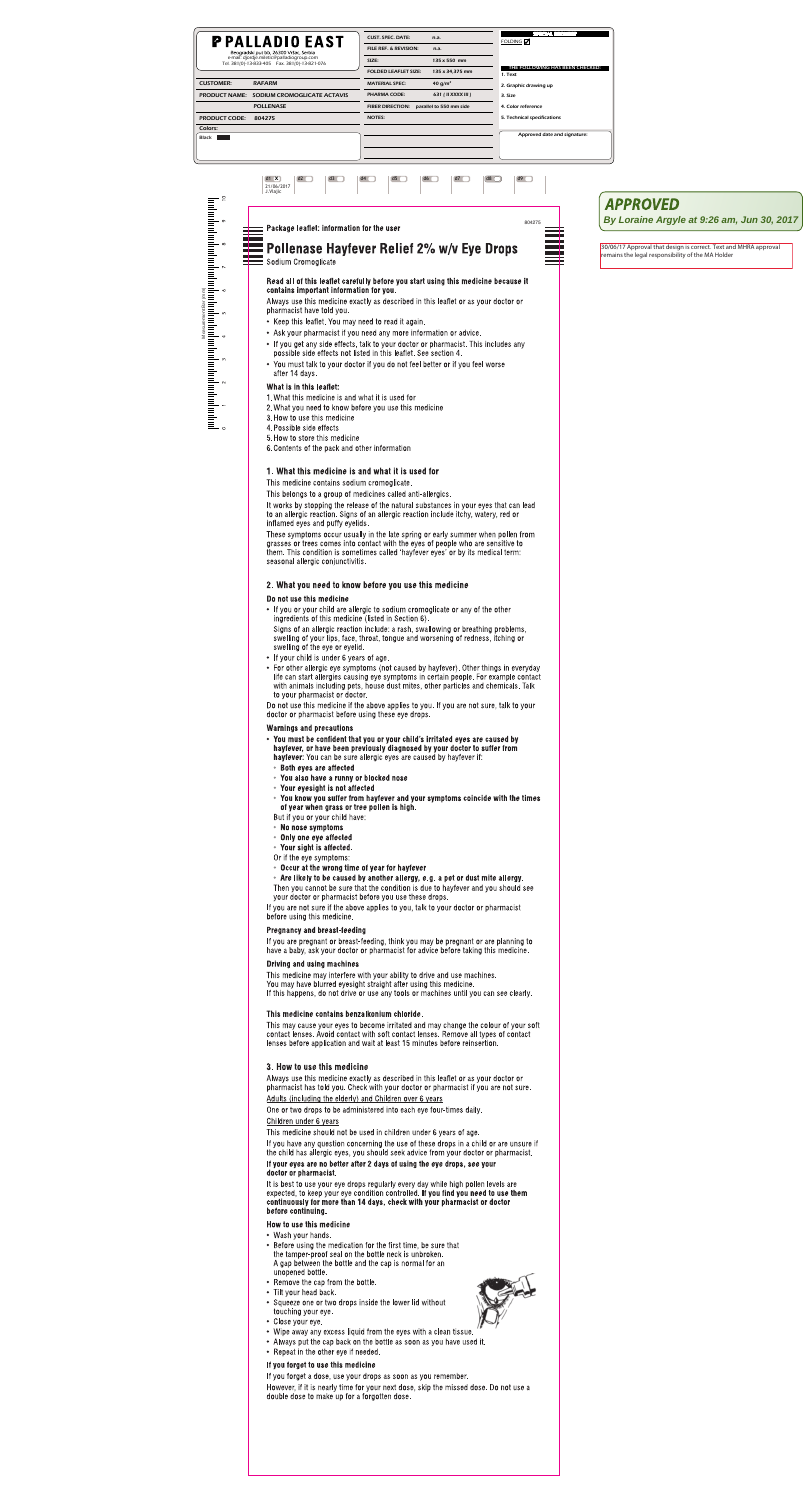# Package leaflet: information for the user

# Pollenase Hayfever Relief 2% w/v Eye Drops

Sodium Cromoglicate

**Read all of this leaflet carefully before you start using this medicine because it contains important information for you.**

Always use this medicine exactly as described in this leaflet or as your doctor or pharmacist have told you.

- Keep this leaflet. You may need to read it again.
- Ask your pharmacist if you need any more information or advice.
- If you get any side effects, talk to your doctor or pharmacist. This includes any possible side effects not listed in this leaflet. See section 4.
- You must talk to your doctor if you do not feel better or if you feel worse after 14 days.

**What is in this leaflet:**

1. What this medicine is and what it is used for
2. What you need to know before you use this medicine
3. How to use this medicine
4. Possible side effects
5. How to store this medicine
6. Contents of the pack and other information

## 1. What this medicine is and what it is used for

This medicine contains sodium cromoglicate.

This belongs to a group of medicines called anti-allergics.

It works by stopping the release of the natural substances in your eyes that can lead to an allergic reaction. Signs of an allergic reaction include itchy, watery, red or inflamed eyes and puffy eyelids.

These symptoms occur usually in the late spring or early summer when pollen from grasses or trees comes into contact with the eyes of people who are sensitive to them. This condition is sometimes called 'hayfever eyes' or by its medical term: seasonal allergic conjunctivitis.

## 2. What you need to know before you use this medicine

**Do not use this medicine**

- If you or your child are allergic to sodium cromoglicate or any of the other ingredients of this medicine (listed in Section 6).
  Signs of an allergic reaction include: a rash, swallowing or breathing problems, swelling of your lips, face, throat, tongue and worsening of redness, itching or swelling of the eye or eyelid.
- If your child is under 6 years of age.
- For other allergic eye symptoms (not caused by hayfever). Other things in everyday life can start allergies causing eye symptoms in certain people. For example contact with animals including pets, house dust mites, other particles and chemicals. Talk to your pharmacist or doctor.

Do not use this medicine if the above applies to you. If you are not sure, talk to your doctor or pharmacist before using these eye drops.

**Warnings and precautions**

- **You must be confident that you or your child's irritated eyes are caused by hayfever, or have been previously diagnosed by your doctor to suffer from hayfever:** You can be sure allergic eyes are caused by hayfever if:
  - **Both eyes are affected**
  - **You also have a runny or blocked nose**
  - **Your eyesight is not affected**
  - **You know you suffer from hayfever and your symptoms coincide with the times of year when grass or tree pollen is high.**

  But if you or your child have:
  - **No nose symptoms**
  - **Only one eye affected**
  - **Your sight is affected.**

  Or if the eye symptoms:
  - **Occur at the wrong time of year for hayfever**
  - **Are likely to be caused by another allergy, e.g. a pet or dust mite allergy.**

  Then you cannot be sure that the condition is due to hayfever and you should see your doctor or pharmacist before you use these drops.

If you are not sure if the above applies to you, talk to your doctor or pharmacist before using this medicine.

**Pregnancy and breast-feeding**

If you are pregnant or breast-feeding, think you may be pregnant or are planning to have a baby, ask your doctor or pharmacist for advice before taking this medicine.

**Driving and using machines**

This medicine may interfere with your ability to drive and use machines.
You may have blurred eyesight straight after using this medicine.
If this happens, do not drive or use any tools or machines until you can see clearly.

**This medicine contains benzalkonium chloride.**

This may cause your eyes to become irritated and may change the colour of your soft contact lenses. Avoid contact with soft contact lenses. Remove all types of contact lenses before application and wait at least 15 minutes before reinsertion.

## 3. How to use this medicine

Always use this medicine exactly as described in this leaflet or as your doctor or pharmacist has told you. Check with your doctor or pharmacist if you are not sure.

Adults (including the elderly) and Children over 6 years

One or two drops to be administered into each eye four-times daily.

Children under 6 years

This medicine should not be used in children under 6 years of age.

If you have any question concerning the use of these drops in a child or are unsure if the child has allergic eyes, you should seek advice from your doctor or pharmacist.

**If your eyes are no better after 2 days of using the eye drops, see your doctor or pharmacist.**

It is best to use your eye drops regularly every day while high pollen levels are expected, to keep your eye condition controlled. **If you find you need to use them continuously for more than 14 days, check with your pharmacist or doctor before continuing.**

**How to use this medicine**

- Wash your hands.
- Before using the medication for the first time, be sure that the tamper-proof seal on the bottle neck is unbroken. A gap between the bottle and the cap is normal for an unopened bottle.
- Remove the cap from the bottle.
- Tilt your head back.
- Squeeze one or two drops inside the lower lid without touching your eye.
- Close your eye.
- Wipe away any excess liquid from the eyes with a clean tissue.
- Always put the cap back on the bottle as soon as you have used it.
- Repeat in the other eye if needed.

**If you forget to use this medicine**

If you forget a dose, use your drops as soon as you remember.

However, if it is nearly time for your next dose, skip the missed dose. Do not use a double dose to make up for a forgotten dose.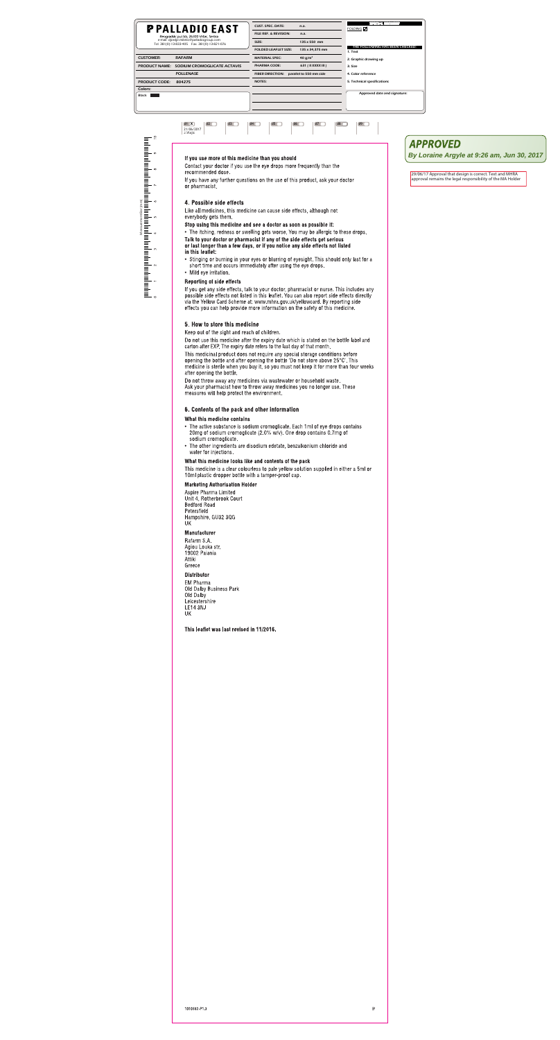**If you use more of this medicine than you should**

Contact your doctor if you use the eye drops more frequently than the recommended dose.

If you have any further questions on the use of this product, ask your doctor or pharmacist.

## 4. Possible side effects

Like all medicines, this medicine can cause side effects, although not everybody gets them.

**Stop using this medicine and see a doctor as soon as possible if:**

- The itching, redness or swelling gets worse. You may be allergic to these drops.

**Talk to your doctor or pharmacist if any of the side effects get serious or last longer than a few days, or if you notice any side effects not listed in this leaflet:**

- Stinging or burning in your eyes or blurring of eyesight. This should only last for a short time and occurs immediately after using the eye drops.
- Mild eye irritation.

**Reporting of side effects**

If you get any side effects, talk to your doctor, pharmacist or nurse. This includes any possible side effects not listed in this leaflet. You can also report side effects directly via the Yellow Card Scheme at: www.mhra.gov.uk/yellowcard. By reporting side effects you can help provide more information on the safety of this medicine.

## 5. How to store this medicine

Keep out of the sight and reach of children.

Do not use this medicine after the expiry date which is stated on the bottle label and carton after EXP. The expiry date refers to the last day of that month.

This medicinal product does not require any special storage conditions before opening the bottle and after opening the bottle 'Do not store above 25°C'. This medicine is sterile when you buy it, so you must not keep it for more than four weeks after opening the bottle.

Do not throw away any medicines via wastewater or household waste. Ask your pharmacist how to throw away medicines you no longer use. These measures will help protect the environment.

## 6. Contents of the pack and other information

**What this medicine contains**

- The active substance is sodium cromoglicate. Each 1ml of eye drops contains 20mg of sodium cromoglicate (2.0% w/v). One drop contains 0.7mg of sodium cromoglicate.
- The other ingredients are disodium edetate, benzalkonium chloride and water for injections.

**What this medicine looks like and contents of the pack**

This medicine is a clear colourless to pale yellow solution supplied in either a 5ml or 10ml plastic dropper bottle with a tamper-proof cap.

**Marketing Authorisation Holder**

Aspire Pharma Limited
Unit 4, Rotherbrook Court
Bedford Road
Petersfield
Hampshire, GU32 3QG
UK

**Manufacturer**

Rafarm S.A.
Agiou Louka str.
19002 Paiania
Attiki
Greece

**Distributor**

EM Pharma
Old Dalby Business Park
Old Dalby
Leicestershire
LE14 3NJ
UK

**This leaflet was last revised in 11/2016.**

1010382-P1.3